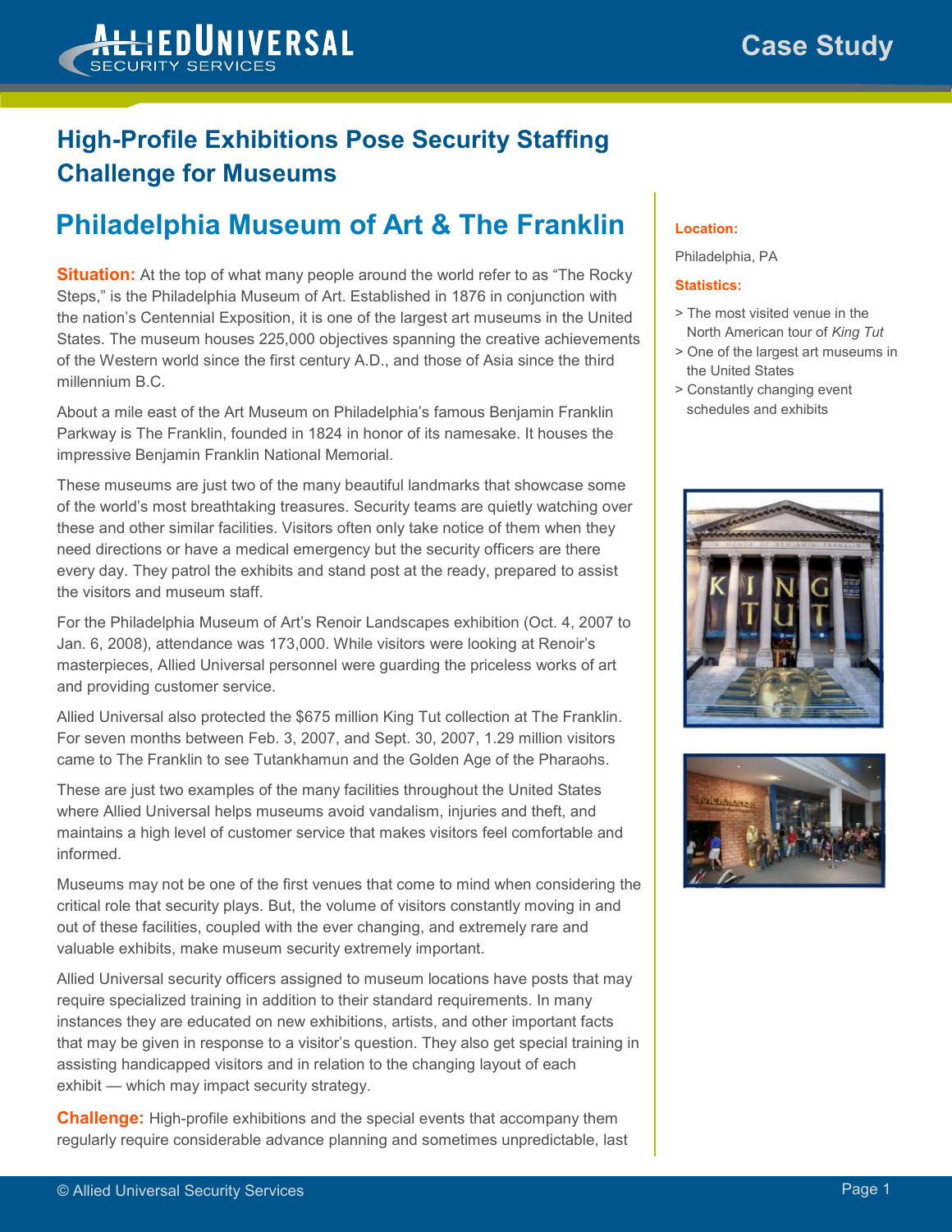# High-Profile Exhibitions Pose Security Staffing Challenge for Museums

## Philadelphia Museum of Art & The Franklin

**Situation:** At the top of what many people around the world refer to as "The Rocky Steps," is the Philadelphia Museum of Art. Established in 1876 in conjunction with the nation's Centennial Exposition, it is one of the largest art museums in the United States. The museum houses 225,000 objectives spanning the creative achievements of the Western world since the first century A.D., and those of Asia since the third millennium B.C.

About a mile east of the Art Museum on Philadelphia's famous Benjamin Franklin Parkway is The Franklin, founded in 1824 in honor of its namesake. It houses the impressive Benjamin Franklin National Memorial.

These museums are just two of the many beautiful landmarks that showcase some of the world's most breathtaking treasures. Security teams are quietly watching over these and other similar facilities. Visitors often only take notice of them when they need directions or have a medical emergency but the security officers are there every day. They patrol the exhibits and stand post at the ready, prepared to assist the visitors and museum staff.

For the Philadelphia Museum of Art's Renoir Landscapes exhibition (Oct. 4, 2007 to Jan. 6, 2008), attendance was 173,000. While visitors were looking at Renoir's masterpieces, Allied Universal personnel were guarding the priceless works of art and providing customer service.

Allied Universal also protected the $675 million King Tut collection at The Franklin. For seven months between Feb. 3, 2007, and Sept. 30, 2007, 1.29 million visitors came to The Franklin to see Tutankhamun and the Golden Age of the Pharaohs.

These are just two examples of the many facilities throughout the United States where Allied Universal helps museums avoid vandalism, injuries and theft, and maintains a high level of customer service that makes visitors feel comfortable and informed.

Museums may not be one of the first venues that come to mind when considering the critical role that security plays. But, the volume of visitors constantly moving in and out of these facilities, coupled with the ever changing, and extremely rare and valuable exhibits, make museum security extremely important.

Allied Universal security officers assigned to museum locations have posts that may require specialized training in addition to their standard requirements. In many instances they are educated on new exhibitions, artists, and other important facts that may be given in response to a visitor's question. They also get special training in assisting handicapped visitors and in relation to the changing layout of each exhibit — which may impact security strategy.

**Challenge:** High-profile exhibitions and the special events that accompany them regularly require considerable advance planning and sometimes unpredictable, last

**Location:**

Philadelphia, PA

**Statistics:**

- The most visited venue in the North American tour of *King Tut*
- One of the largest art museums in the United States
- Constantly changing event schedules and exhibits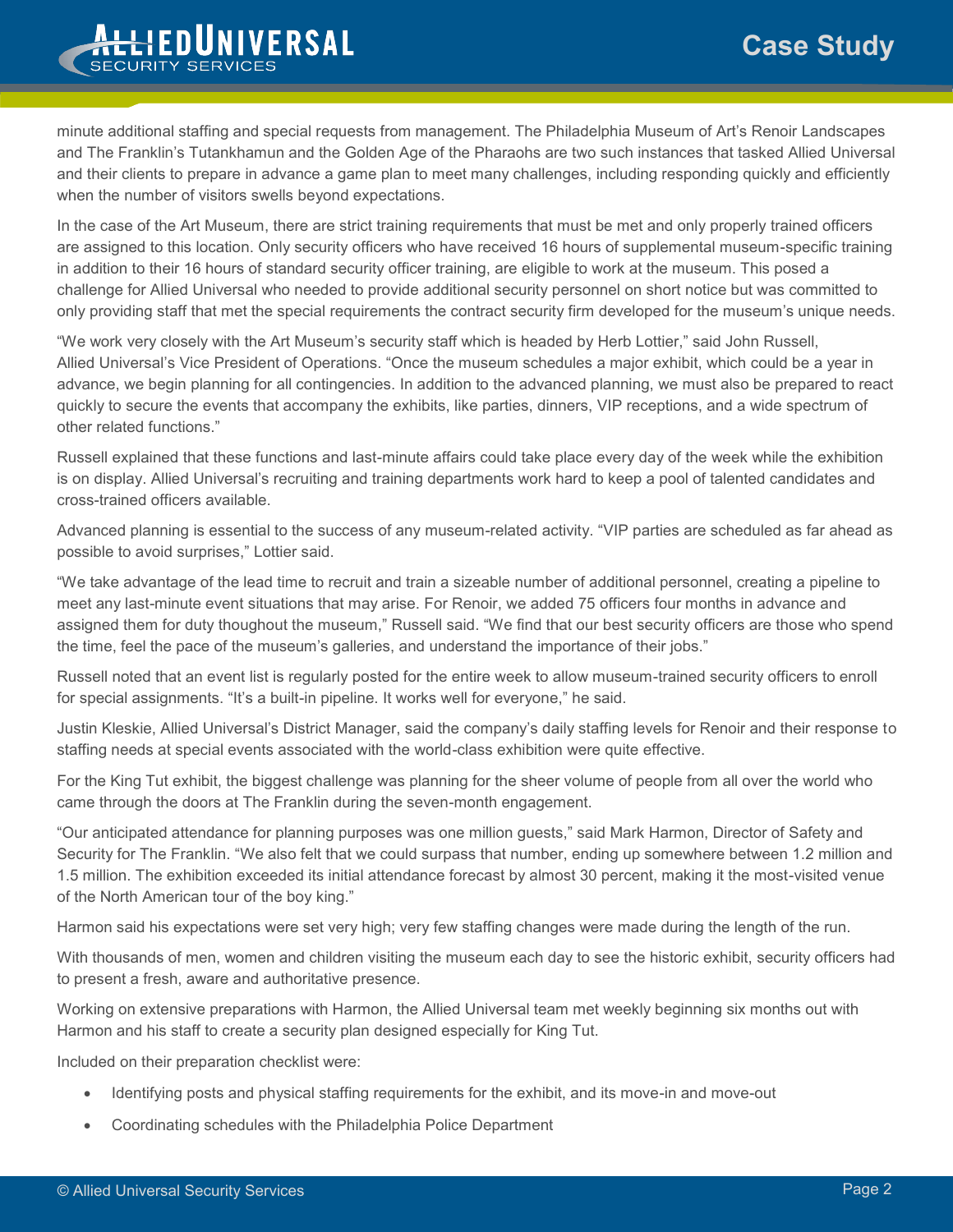minute additional staffing and special requests from management. The Philadelphia Museum of Art's Renoir Landscapes and The Franklin's Tutankhamun and the Golden Age of the Pharaohs are two such instances that tasked Allied Universal and their clients to prepare in advance a game plan to meet many challenges, including responding quickly and efficiently when the number of visitors swells beyond expectations.

In the case of the Art Museum, there are strict training requirements that must be met and only properly trained officers are assigned to this location. Only security officers who have received 16 hours of supplemental museum-specific training in addition to their 16 hours of standard security officer training, are eligible to work at the museum. This posed a challenge for Allied Universal who needed to provide additional security personnel on short notice but was committed to only providing staff that met the special requirements the contract security firm developed for the museum's unique needs.

"We work very closely with the Art Museum's security staff which is headed by Herb Lottier," said John Russell, Allied Universal's Vice President of Operations. "Once the museum schedules a major exhibit, which could be a year in advance, we begin planning for all contingencies. In addition to the advanced planning, we must also be prepared to react quickly to secure the events that accompany the exhibits, like parties, dinners, VIP receptions, and a wide spectrum of other related functions."

Russell explained that these functions and last-minute affairs could take place every day of the week while the exhibition is on display. Allied Universal's recruiting and training departments work hard to keep a pool of talented candidates and cross-trained officers available.

Advanced planning is essential to the success of any museum-related activity. "VIP parties are scheduled as far ahead as possible to avoid surprises," Lottier said.

"We take advantage of the lead time to recruit and train a sizeable number of additional personnel, creating a pipeline to meet any last-minute event situations that may arise. For Renoir, we added 75 officers four months in advance and assigned them for duty thoughout the museum," Russell said. "We find that our best security officers are those who spend the time, feel the pace of the museum's galleries, and understand the importance of their jobs."

Russell noted that an event list is regularly posted for the entire week to allow museum-trained security officers to enroll for special assignments. "It's a built-in pipeline. It works well for everyone," he said.

Justin Kleskie, Allied Universal's District Manager, said the company's daily staffing levels for Renoir and their response to staffing needs at special events associated with the world-class exhibition were quite effective.

For the King Tut exhibit, the biggest challenge was planning for the sheer volume of people from all over the world who came through the doors at The Franklin during the seven-month engagement.

"Our anticipated attendance for planning purposes was one million guests," said Mark Harmon, Director of Safety and Security for The Franklin. "We also felt that we could surpass that number, ending up somewhere between 1.2 million and 1.5 million. The exhibition exceeded its initial attendance forecast by almost 30 percent, making it the most-visited venue of the North American tour of the boy king."

Harmon said his expectations were set very high; very few staffing changes were made during the length of the run.

With thousands of men, women and children visiting the museum each day to see the historic exhibit, security officers had to present a fresh, aware and authoritative presence.

Working on extensive preparations with Harmon, the Allied Universal team met weekly beginning six months out with Harmon and his staff to create a security plan designed especially for King Tut.

Included on their preparation checklist were:

- Identifying posts and physical staffing requirements for the exhibit, and its move-in and move-out
- Coordinating schedules with the Philadelphia Police Department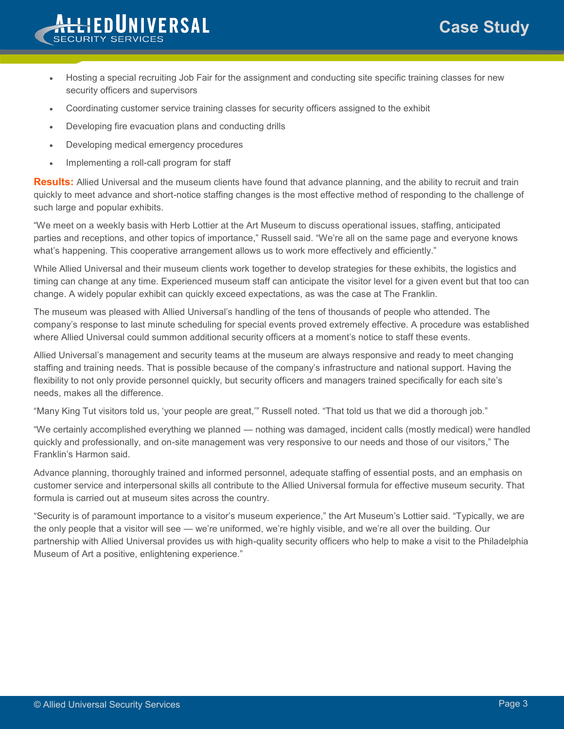- Hosting a special recruiting Job Fair for the assignment and conducting site specific training classes for new security officers and supervisors
- Coordinating customer service training classes for security officers assigned to the exhibit
- Developing fire evacuation plans and conducting drills
- Developing medical emergency procedures
- Implementing a roll-call program for staff

**Results:** Allied Universal and the museum clients have found that advance planning, and the ability to recruit and train quickly to meet advance and short-notice staffing changes is the most effective method of responding to the challenge of such large and popular exhibits.

"We meet on a weekly basis with Herb Lottier at the Art Museum to discuss operational issues, staffing, anticipated parties and receptions, and other topics of importance," Russell said. "We're all on the same page and everyone knows what's happening. This cooperative arrangement allows us to work more effectively and efficiently."

While Allied Universal and their museum clients work together to develop strategies for these exhibits, the logistics and timing can change at any time. Experienced museum staff can anticipate the visitor level for a given event but that too can change. A widely popular exhibit can quickly exceed expectations, as was the case at The Franklin.

The museum was pleased with Allied Universal's handling of the tens of thousands of people who attended. The company's response to last minute scheduling for special events proved extremely effective. A procedure was established where Allied Universal could summon additional security officers at a moment's notice to staff these events.

Allied Universal's management and security teams at the museum are always responsive and ready to meet changing staffing and training needs. That is possible because of the company's infrastructure and national support. Having the flexibility to not only provide personnel quickly, but security officers and managers trained specifically for each site's needs, makes all the difference.

"Many King Tut visitors told us, 'your people are great,'" Russell noted. "That told us that we did a thorough job."

"We certainly accomplished everything we planned — nothing was damaged, incident calls (mostly medical) were handled quickly and professionally, and on-site management was very responsive to our needs and those of our visitors," The Franklin's Harmon said.

Advance planning, thoroughly trained and informed personnel, adequate staffing of essential posts, and an emphasis on customer service and interpersonal skills all contribute to the Allied Universal formula for effective museum security. That formula is carried out at museum sites across the country.

"Security is of paramount importance to a visitor's museum experience," the Art Museum's Lottier said. "Typically, we are the only people that a visitor will see — we're uniformed, we're highly visible, and we're all over the building. Our partnership with Allied Universal provides us with high-quality security officers who help to make a visit to the Philadelphia Museum of Art a positive, enlightening experience."